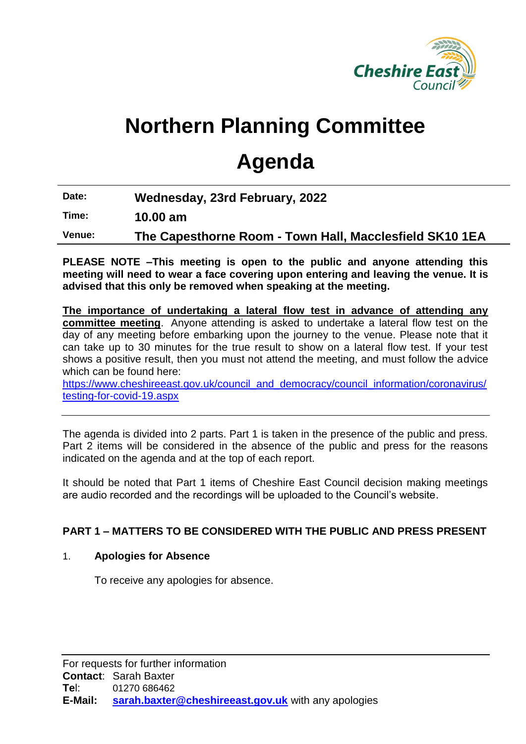Cheshire East Council

# Northern Planning Committee

# Agenda

| | |
|---|---|
| **Date:** | **Wednesday, 23rd February, 2022** |
| **Time:** | **10.00 am** |
| **Venue:** | **The Capesthorne Room - Town Hall, Macclesfield SK10 1EA** |

**PLEASE NOTE –This meeting is open to the public and anyone attending this meeting will need to wear a face covering upon entering and leaving the venue. It is advised that this only be removed when speaking at the meeting.**

**The importance of undertaking a lateral flow test in advance of attending any committee meeting**. Anyone attending is asked to undertake a lateral flow test on the day of any meeting before embarking upon the journey to the venue. Please note that it can take up to 30 minutes for the true result to show on a lateral flow test. If your test shows a positive result, then you must not attend the meeting, and must follow the advice which can be found here:
https://www.cheshireeast.gov.uk/council_and_democracy/council_information/coronavirus/testing-for-covid-19.aspx

The agenda is divided into 2 parts. Part 1 is taken in the presence of the public and press. Part 2 items will be considered in the absence of the public and press for the reasons indicated on the agenda and at the top of each report.

It should be noted that Part 1 items of Cheshire East Council decision making meetings are audio recorded and the recordings will be uploaded to the Council's website.

**PART 1 – MATTERS TO BE CONSIDERED WITH THE PUBLIC AND PRESS PRESENT**

1. **Apologies for Absence**

   To receive any apologies for absence.

For requests for further information
**Contact**: Sarah Baxter
**Tel**: 01270 686462
**E-Mail:** **sarah.baxter@cheshireeast.gov.uk** with any apologies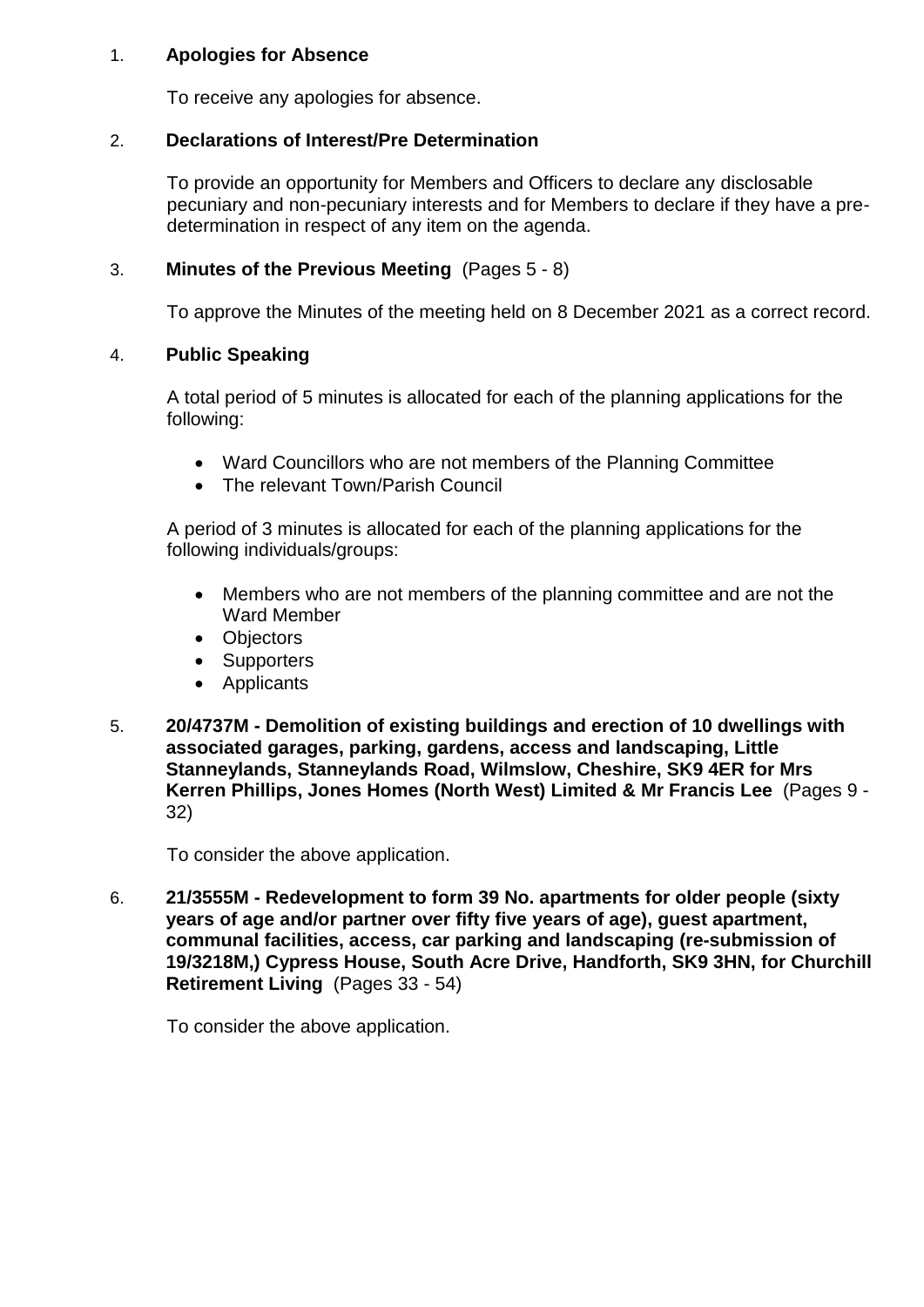1. **Apologies for Absence**

   To receive any apologies for absence.

2. **Declarations of Interest/Pre Determination**

   To provide an opportunity for Members and Officers to declare any disclosable pecuniary and non-pecuniary interests and for Members to declare if they have a pre-determination in respect of any item on the agenda.

3. **Minutes of the Previous Meeting** (Pages 5 - 8)

   To approve the Minutes of the meeting held on 8 December 2021 as a correct record.

4. **Public Speaking**

   A total period of 5 minutes is allocated for each of the planning applications for the following:

   - Ward Councillors who are not members of the Planning Committee
   - The relevant Town/Parish Council

   A period of 3 minutes is allocated for each of the planning applications for the following individuals/groups:

   - Members who are not members of the planning committee and are not the Ward Member
   - Objectors
   - Supporters
   - Applicants

5. **20/4737M - Demolition of existing buildings and erection of 10 dwellings with associated garages, parking, gardens, access and landscaping, Little Stanneylands, Stanneylands Road, Wilmslow, Cheshire, SK9 4ER for Mrs Kerren Phillips, Jones Homes (North West) Limited & Mr Francis Lee** (Pages 9 - 32)

   To consider the above application.

6. **21/3555M - Redevelopment to form 39 No. apartments for older people (sixty years of age and/or partner over fifty five years of age), guest apartment, communal facilities, access, car parking and landscaping (re-submission of 19/3218M,) Cypress House, South Acre Drive, Handforth, SK9 3HN, for Churchill Retirement Living** (Pages 33 - 54)

   To consider the above application.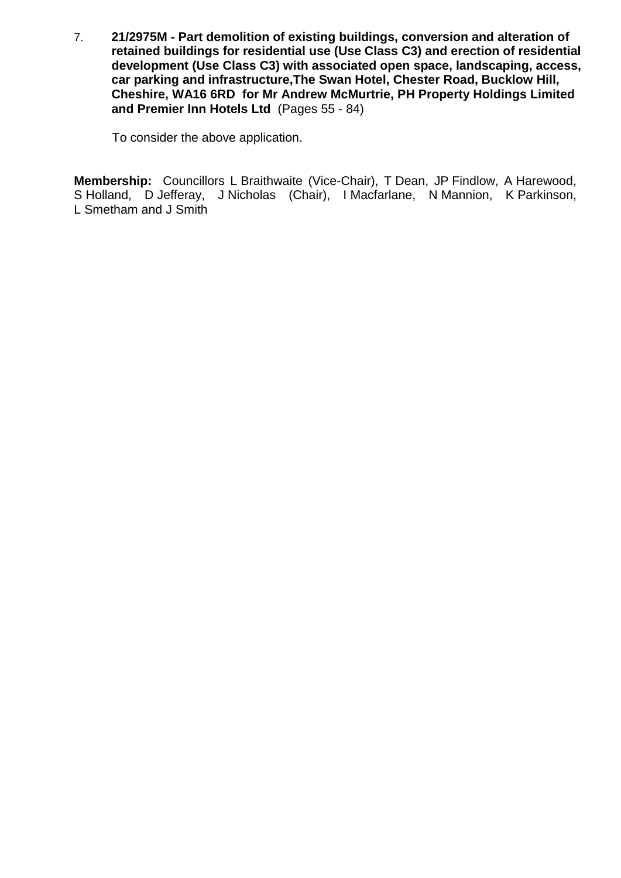7. **21/2975M - Part demolition of existing buildings, conversion and alteration of retained buildings for residential use (Use Class C3) and erection of residential development (Use Class C3) with associated open space, landscaping, access, car parking and infrastructure,The Swan Hotel, Chester Road, Bucklow Hill, Cheshire, WA16 6RD for Mr Andrew McMurtrie, PH Property Holdings Limited and Premier Inn Hotels Ltd** (Pages 55 - 84)

   To consider the above application.

**Membership:** Councillors L Braithwaite (Vice-Chair), T Dean, JP Findlow, A Harewood, S Holland, D Jefferay, J Nicholas (Chair), I Macfarlane, N Mannion, K Parkinson, L Smetham and J Smith